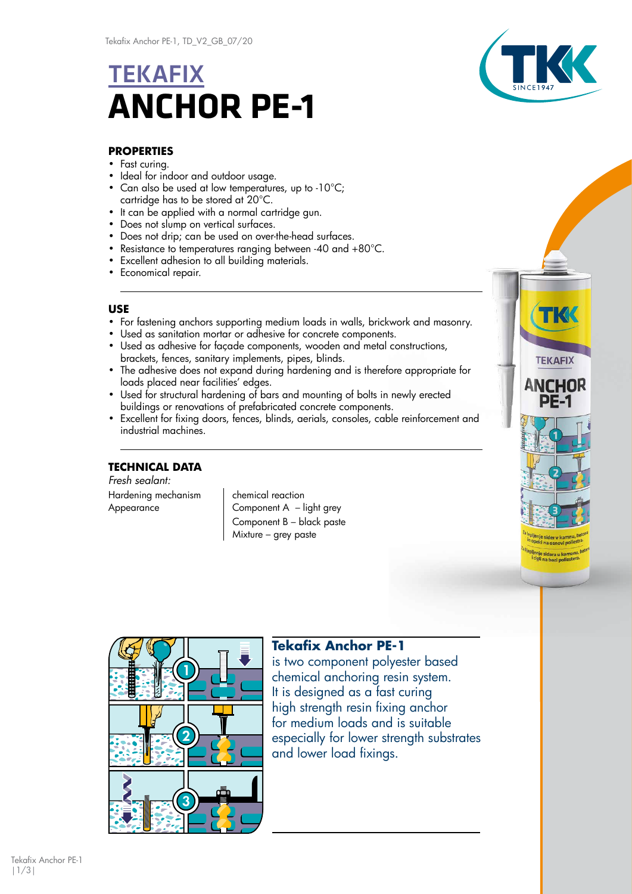# TEKAFIX
# ANCHOR PE-1

## PROPERTIES

- Fast curing.
- Ideal for indoor and outdoor usage.
- Can also be used at low temperatures, up to -10°C; cartridge has to be stored at 20°C.
- It can be applied with a normal cartridge gun.
- Does not slump on vertical surfaces.
- Does not drip; can be used on over-the-head surfaces.
- Resistance to temperatures ranging between -40 and +80°C.
- Excellent adhesion to all building materials.
- Economical repair.

## USE

- For fastening anchors supporting medium loads in walls, brickwork and masonry.
- Used as sanitation mortar or adhesive for concrete components.
- Used as adhesive for façade components, wooden and metal constructions, brackets, fences, sanitary implements, pipes, blinds.
- The adhesive does not expand during hardening and is therefore appropriate for loads placed near facilities' edges.
- Used for structural hardening of bars and mounting of bolts in newly erected buildings or renovations of prefabricated concrete components.
- Excellent for fixing doors, fences, blinds, aerials, consoles, cable reinforcement and industrial machines.

## TECHNICAL DATA

*Fresh sealant:*

| | |
|---|---|
| Hardening mechanism | chemical reaction |
| Appearance | Component A – light grey<br>Component B – black paste<br>Mixture – grey paste |

**Tekafix Anchor PE-1** is two component polyester based chemical anchoring resin system. It is designed as a fast curing high strength resin fixing anchor for medium loads and is suitable especially for lower strength substrates and lower load fixings.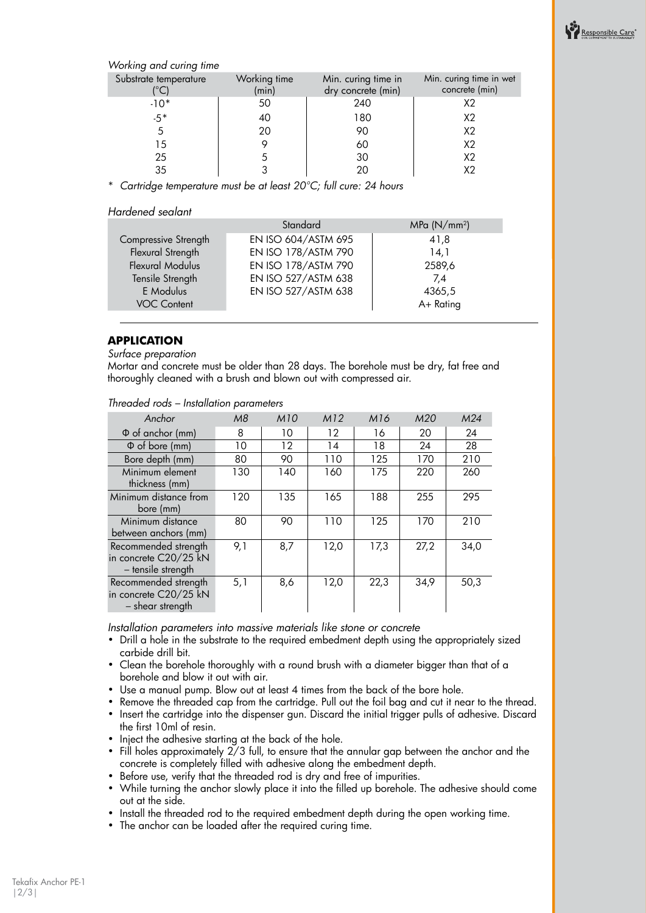*Working and curing time*

| Substrate temperature (°C) | Working time (min) | Min. curing time in dry concrete (min) | Min. curing time in wet concrete (min) |
|---|---|---|---|
| -10* | 50 | 240 | X2 |
| -5* | 40 | 180 | X2 |
| 5 | 20 | 90 | X2 |
| 15 | 9 | 60 | X2 |
| 25 | 5 | 30 | X2 |
| 35 | 3 | 20 | X2 |

\* *Cartridge temperature must be at least 20°C; full cure: 24 hours*

*Hardened sealant*

| | Standard | MPa (N/mm²) |
|---|---|---|
| Compressive Strength | EN ISO 604/ASTM 695 | 41,8 |
| Flexural Strength | EN ISO 178/ASTM 790 | 14,1 |
| Flexural Modulus | EN ISO 178/ASTM 790 | 2589,6 |
| Tensile Strength | EN ISO 527/ASTM 638 | 7,4 |
| E Modulus | EN ISO 527/ASTM 638 | 4365,5 |
| VOC Content | | A+ Rating |

## APPLICATION

*Surface preparation*

Mortar and concrete must be older than 28 days. The borehole must be dry, fat free and thoroughly cleaned with a brush and blown out with compressed air.

*Threaded rods – Installation parameters*

| *Anchor* | *M8* | *M10* | *M12* | *M16* | *M20* | *M24* |
|---|---|---|---|---|---|---|
| Φ of anchor (mm) | 8 | 10 | 12 | 16 | 20 | 24 |
| Φ of bore (mm) | 10 | 12 | 14 | 18 | 24 | 28 |
| Bore depth (mm) | 80 | 90 | 110 | 125 | 170 | 210 |
| Minimum element thickness (mm) | 130 | 140 | 160 | 175 | 220 | 260 |
| Minimum distance from bore (mm) | 120 | 135 | 165 | 188 | 255 | 295 |
| Minimum distance between anchors (mm) | 80 | 90 | 110 | 125 | 170 | 210 |
| Recommended strength in concrete C20/25 kN – tensile strength | 9,1 | 8,7 | 12,0 | 17,3 | 27,2 | 34,0 |
| Recommended strength in concrete C20/25 kN – shear strength | 5,1 | 8,6 | 12,0 | 22,3 | 34,9 | 50,3 |

*Installation parameters into massive materials like stone or concrete*

- Drill a hole in the substrate to the required embedment depth using the appropriately sized carbide drill bit.
- Clean the borehole thoroughly with a round brush with a diameter bigger than that of a borehole and blow it out with air.
- Use a manual pump. Blow out at least 4 times from the back of the bore hole.
- Remove the threaded cap from the cartridge. Pull out the foil bag and cut it near to the thread.
- Insert the cartridge into the dispenser gun. Discard the initial trigger pulls of adhesive. Discard the first 10ml of resin.
- Inject the adhesive starting at the back of the hole.
- Fill holes approximately 2/3 full, to ensure that the annular gap between the anchor and the concrete is completely filled with adhesive along the embedment depth.
- Before use, verify that the threaded rod is dry and free of impurities.
- While turning the anchor slowly place it into the filled up borehole. The adhesive should come out at the side.
- Install the threaded rod to the required embedment depth during the open working time.
- The anchor can be loaded after the required curing time.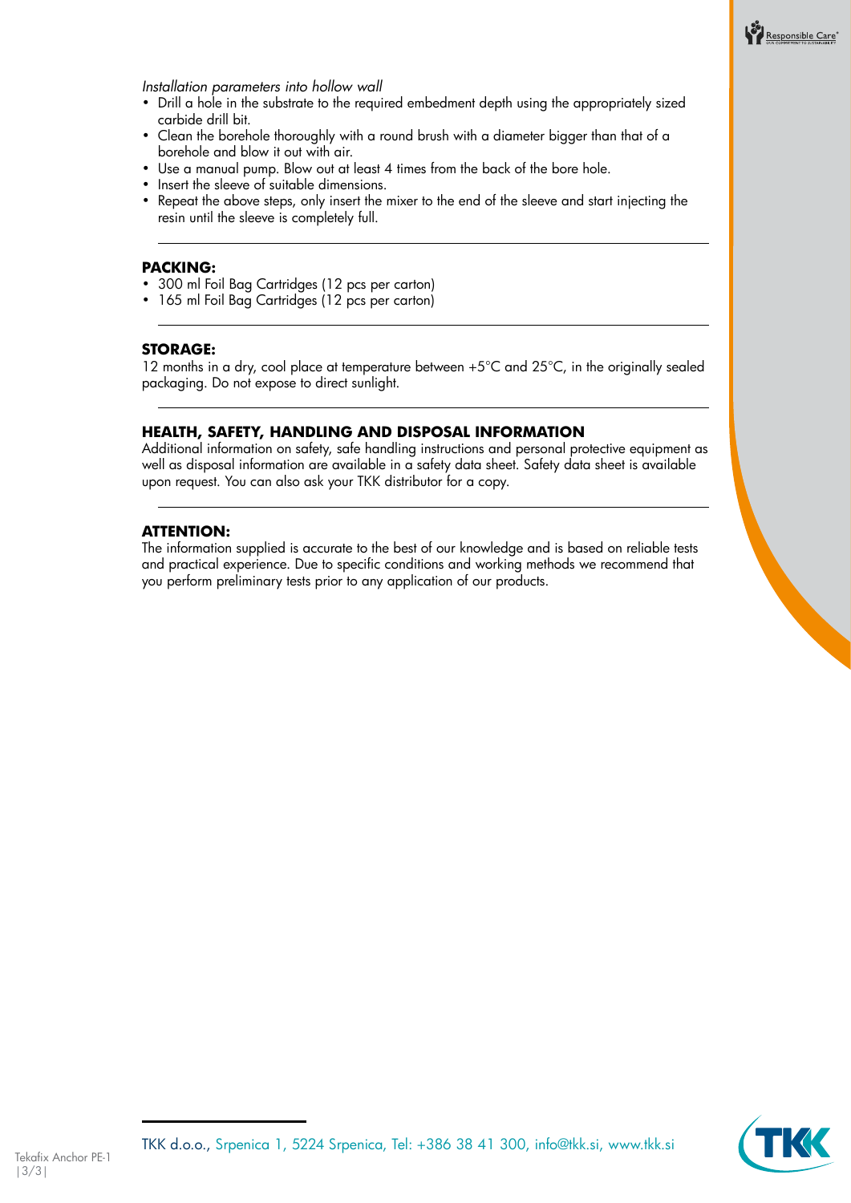*Installation parameters into hollow wall*

- Drill a hole in the substrate to the required embedment depth using the appropriately sized carbide drill bit.
- Clean the borehole thoroughly with a round brush with a diameter bigger than that of a borehole and blow it out with air.
- Use a manual pump. Blow out at least 4 times from the back of the bore hole.
- Insert the sleeve of suitable dimensions.
- Repeat the above steps, only insert the mixer to the end of the sleeve and start injecting the resin until the sleeve is completely full.

## PACKING:

- 300 ml Foil Bag Cartridges (12 pcs per carton)
- 165 ml Foil Bag Cartridges (12 pcs per carton)

## STORAGE:

12 months in a dry, cool place at temperature between +5°C and 25°C, in the originally sealed packaging. Do not expose to direct sunlight.

## HEALTH, SAFETY, HANDLING AND DISPOSAL INFORMATION

Additional information on safety, safe handling instructions and personal protective equipment as well as disposal information are available in a safety data sheet. Safety data sheet is available upon request. You can also ask your TKK distributor for a copy.

## ATTENTION:

The information supplied is accurate to the best of our knowledge and is based on reliable tests and practical experience. Due to specific conditions and working methods we recommend that you perform preliminary tests prior to any application of our products.

TKK d.o.o., Srpenica 1, 5224 Srpenica, Tel: +386 38 41 300, info@tkk.si, www.tkk.si